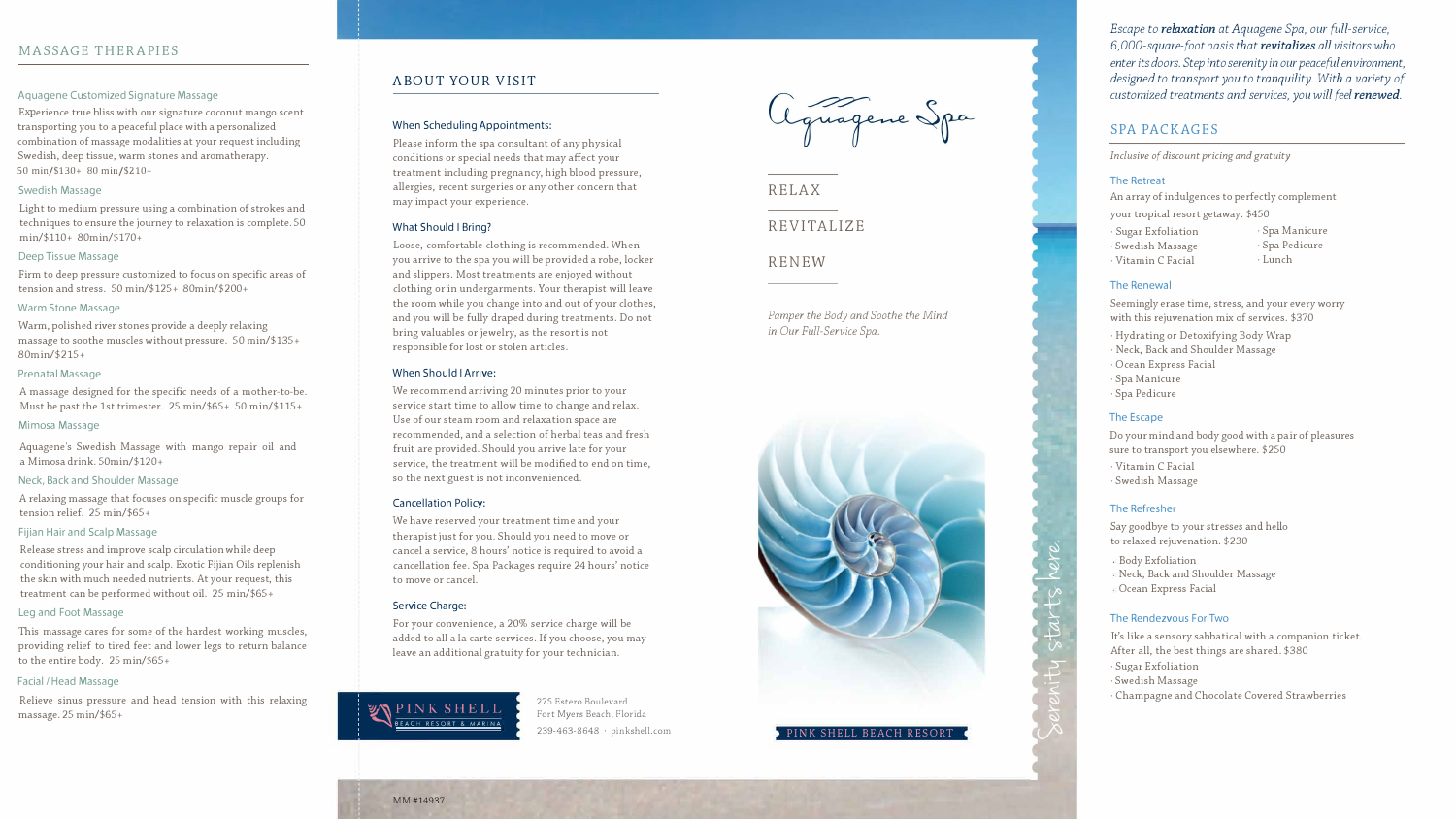## MASSAGE THERAPIES

### Aquagene Customized Signature Massage

Experience true bliss with our signature coconut mango scent transporting you to a peaceful place with a personalized combination of massage modalities at your request including Swedish, deep tissue, warm stones and aromatherapy.
50 min/$130+ 80 min/$210+

### Swedish Massage

Light to medium pressure using a combination of strokes and techniques to ensure the journey to relaxation is complete. 50 min/$110+ 80min/$170+

### Deep Tissue Massage

Firm to deep pressure customized to focus on specific areas of tension and stress. 50 min/$125+ 80min/$200+

### Warm Stone Massage

Warm, polished river stones provide a deeply relaxing massage to soothe muscles without pressure. 50 min/$135+ 80min/$215+

### Prenatal Massage

A massage designed for the specific needs of a mother-to-be. Must be past the 1st trimester. 25 min/$65+ 50 min/$115+

### Mimosa Massage

Aquagene's Swedish Massage with mango repair oil and a Mimosa drink. 50min/$120+

### Neck, Back and Shoulder Massage

A relaxing massage that focuses on specific muscle groups for tension relief. 25 min/$65+

### Fijian Hair and Scalp Massage

Release stress and improve scalp circulation while deep conditioning your hair and scalp. Exotic Fijian Oils replenish the skin with much needed nutrients. At your request, this treatment can be performed without oil. 25 min/$65+

### Leg and Foot Massage

This massage cares for some of the hardest working muscles, providing relief to tired feet and lower legs to return balance to the entire body. 25 min/$65+

### Facial / Head Massage

Relieve sinus pressure and head tension with this relaxing massage. 25 min/$65+

## ABOUT YOUR VISIT

### When Scheduling Appointments:

Please inform the spa consultant of any physical conditions or special needs that may affect your treatment including pregnancy, high blood pressure, allergies, recent surgeries or any other concern that may impact your experience.

### What Should I Bring?

Loose, comfortable clothing is recommended. When you arrive to the spa you will be provided a robe, locker and slippers. Most treatments are enjoyed without clothing or in undergarments. Your therapist will leave the room while you change into and out of your clothes, and you will be fully draped during treatments. Do not bring valuables or jewelry, as the resort is not responsible for lost or stolen articles.

### When Should I Arrive:

We recommend arriving 20 minutes prior to your service start time to allow time to change and relax. Use of our steam room and relaxation space are recommended, and a selection of herbal teas and fresh fruit are provided. Should you arrive late for your service, the treatment will be modified to end on time, so the next guest is not inconvenienced.

### Cancellation Policy:

We have reserved your treatment time and your therapist just for you. Should you need to move or cancel a service, 8 hours' notice is required to avoid a cancellation fee. Spa Packages require 24 hours' notice to move or cancel.

### Service Charge:

For your convenience, a 20% service charge will be added to all a la carte services. If you choose, you may leave an additional gratuity for your technician.

PINK SHELL BEACH RESORT & MARINA

275 Estero Boulevard
Fort Myers Beach, Florida
239-463-8648 · pinkshell.com

MM #14937

# Aquagene Spa

RELAX

REVITALIZE

RENEW

*Pamper the Body and Soothe the Mind in Our Full-Service Spa.*

PINK SHELL BEACH RESORT

Serenity starts here.

*Escape to **relaxation** at Aquagene Spa, our full-service, 6,000-square-foot oasis that **revitalizes** all visitors who enter its doors. Step into serenity in our peaceful environment, designed to transport you to tranquility. With a variety of customized treatments and services, you will feel **renewed**.*

## SPA PACKAGES

*Inclusive of discount pricing and gratuity*

### The Retreat

An array of indulgences to perfectly complement your tropical resort getaway. $450

- Sugar Exfoliation
- Swedish Massage
- Vitamin C Facial
- Spa Manicure
- Spa Pedicure
- Lunch

### The Renewal

Seemingly erase time, stress, and your every worry with this rejuvenation mix of services. $370

- Hydrating or Detoxifying Body Wrap
- Neck, Back and Shoulder Massage
- Ocean Express Facial
- Spa Manicure
- Spa Pedicure

### The Escape

Do your mind and body good with a pair of pleasures sure to transport you elsewhere. $250

- Vitamin C Facial
- Swedish Massage

### The Refresher

Say goodbye to your stresses and hello to relaxed rejuvenation. $230

- Body Exfoliation
- Neck, Back and Shoulder Massage
- Ocean Express Facial

### The Rendezvous For Two

It's like a sensory sabbatical with a companion ticket. After all, the best things are shared. $380

- Sugar Exfoliation
- Swedish Massage
- Champagne and Chocolate Covered Strawberries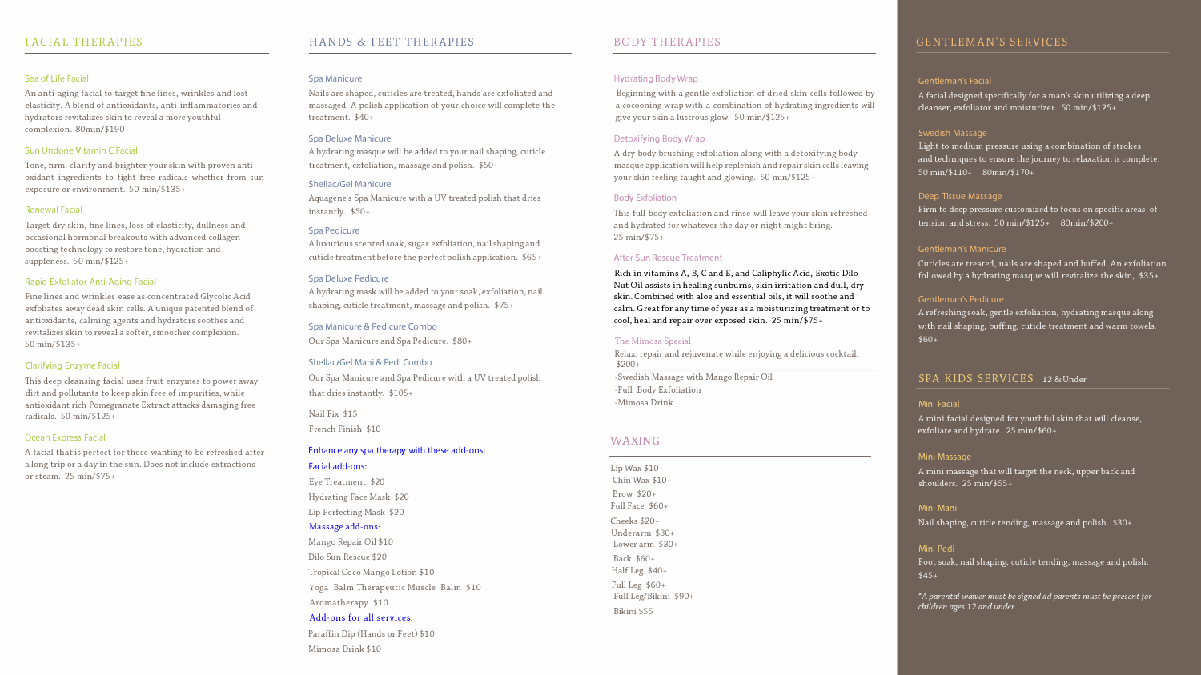## FACIAL THERAPIES

### Sea of Life Facial

An anti-aging facial to target fine lines, wrinkles and lost elasticity. A blend of antioxidants, anti-inflammatories and hydrators revitalizes skin to reveal a more youthful complexion. 80min/$190+

### Sun Undone Vitamin C Facial

Tone, firm, clarify and brighter your skin with proven anti oxidant ingredients to fight free radicals whether from sun exposure or environment. 50 min/$135+

### Renewal Facial

Target dry skin, fine lines, loss of elasticity, dullness and occasional hormonal breakouts with advanced collagen boosting technology to restore tone, hydration and suppleness. 50 min/$125+

### Rapid Exfoliator Anti-Aging Facial

Fine lines and wrinkles ease as concentrated Glycolic Acid exfoliates away dead skin cells. A unique patented blend of antioxidants, calming agents and hydrators soothes and revitalizes skin to reveal a softer, smoother complexion. 50 min/$135+

### Clarifying Enzyme Facial

This deep cleansing facial uses fruit enzymes to power away dirt and pollutants to keep skin free of impurities, while antioxidant rich Pomegranate Extract attacks damaging free radicals. 50 min/$125+

### Ocean Express Facial

A facial that is perfect for those wanting to be refreshed after a long trip or a day in the sun. Does not include extractions or steam. 25 min/$75+

## HANDS & FEET THERAPIES

### Spa Manicure

Nails are shaped, cuticles are treated, hands are exfoliated and massaged. A polish application of your choice will complete the treatment. $40+

### Spa Deluxe Manicure

A hydrating masque will be added to your nail shaping, cuticle treatment, exfoliation, massage and polish. $50+

### Shellac/Gel Manicure

Aquagene's Spa Manicure with a UV treated polish that dries instantly. $50+

### Spa Pedicure

A luxurious scented soak, sugar exfoliation, nail shaping and cuticle treatment before the perfect polish application. $65+

### Spa Deluxe Pedicure

A hydrating mask will be added to your soak, exfoliation, nail shaping, cuticle treatment, massage and polish. $75+

### Spa Manicure & Pedicure Combo

Our Spa Manicure and Spa Pedicure. $80+

### Shellac/Gel Mani & Pedi Combo

Our Spa Manicure and Spa Pedicure with a UV treated polish that dries instantly. $105+

Nail Fix $15

French Finish $10

### Enhance any spa therapy with these add-ons:

**Facial add-ons:**

Eye Treatment $20

Hydrating Face Mask $20

Lip Perfecting Mask $20

**Massage add-ons:**

Mango Repair Oil $10

Dilo Sun Rescue $20

Tropical Coco Mango Lotion $10

Yoga Balm Therapeutic Muscle Balm $10

Aromatherapy $10

**Add-ons for all services:**

Paraffin Dip (Hands or Feet) $10

Mimosa Drink $10

## BODY THERAPIES

### Hydrating Body Wrap

Beginning with a gentle exfoliation of dried skin cells followed by a cocooning wrap with a combination of hydrating ingredients will give your skin a lustrous glow. 50 min/$125+

### Detoxifying Body Wrap

A dry body brushing exfoliation along with a detoxifying body masque application will help replenish and repair skin cells leaving your skin feeling taught and glowing. 50 min/$125+

### Body Exfoliation

This full body exfoliation and rinse will leave your skin refreshed and hydrated for whatever the day or night might bring. 25 min/$75+

### After Sun Rescue Treatment

Rich in vitamins A, B, C and E, and Caliphylic Acid, Exotic Dilo Nut Oil assists in healing sunburns, skin irritation and dull, dry skin. Combined with aloe and essential oils, it will soothe and calm. Great for any time of year as a moisturizing treatment or to cool, heal and repair over exposed skin. 25 min/$75+

### The Mimosa Special

Relax, repair and rejuvenate while enjoying a delicious cocktail. $200+

- Swedish Massage with Mango Repair Oil
- Full Body Exfoliation
- Mimosa Drink

## WAXING

Lip Wax $10+

Chin Wax $10+

Brow $20+

Full Face $60+

Cheeks $20+

Underarm $30+

Lower arm $30+

Back $60+

Half Leg $40+

Full Leg $60+

Full Leg/Bikini $90+

Bikini $55

## GENTLEMAN'S SERVICES

### Gentleman's Facial

A facial designed specifically for a man's skin utilizing a deep cleanser, exfoliator and moisturizer. 50 min/$125+

### Swedish Massage

Light to medium pressure using a combination of strokes and techniques to ensure the journey to relaxation is complete. 50 min/$110+ 80min/$170+

### Deep Tissue Massage

Firm to deep pressure customized to focus on specific areas of tension and stress. 50 min/$125+ 80min/$200+

### Gentleman's Manicure

Cuticles are treated, nails are shaped and buffed. An exfoliation followed by a hydrating masque will revitalize the skin, $35+

### Gentleman's Pedicure

A refreshing soak, gentle exfoliation, hydrating masque along with nail shaping, buffing, cuticle treatment and warm towels. $60+

## SPA KIDS SERVICES 12 & Under

### Mini Facial

A mini facial designed for youthful skin that will cleanse, exfoliate and hydrate. 25 min/$60+

### Mini Massage

A mini massage that will target the neck, upper back and shoulders. 25 min/$55+

### Mini Mani

Nail shaping, cuticle tending, massage and polish. $30+

### Mini Pedi

Foot soak, nail shaping, cuticle tending, massage and polish. $45+

*\*A parental waiver must be signed ad parents must be present for children ages 12 and under.*